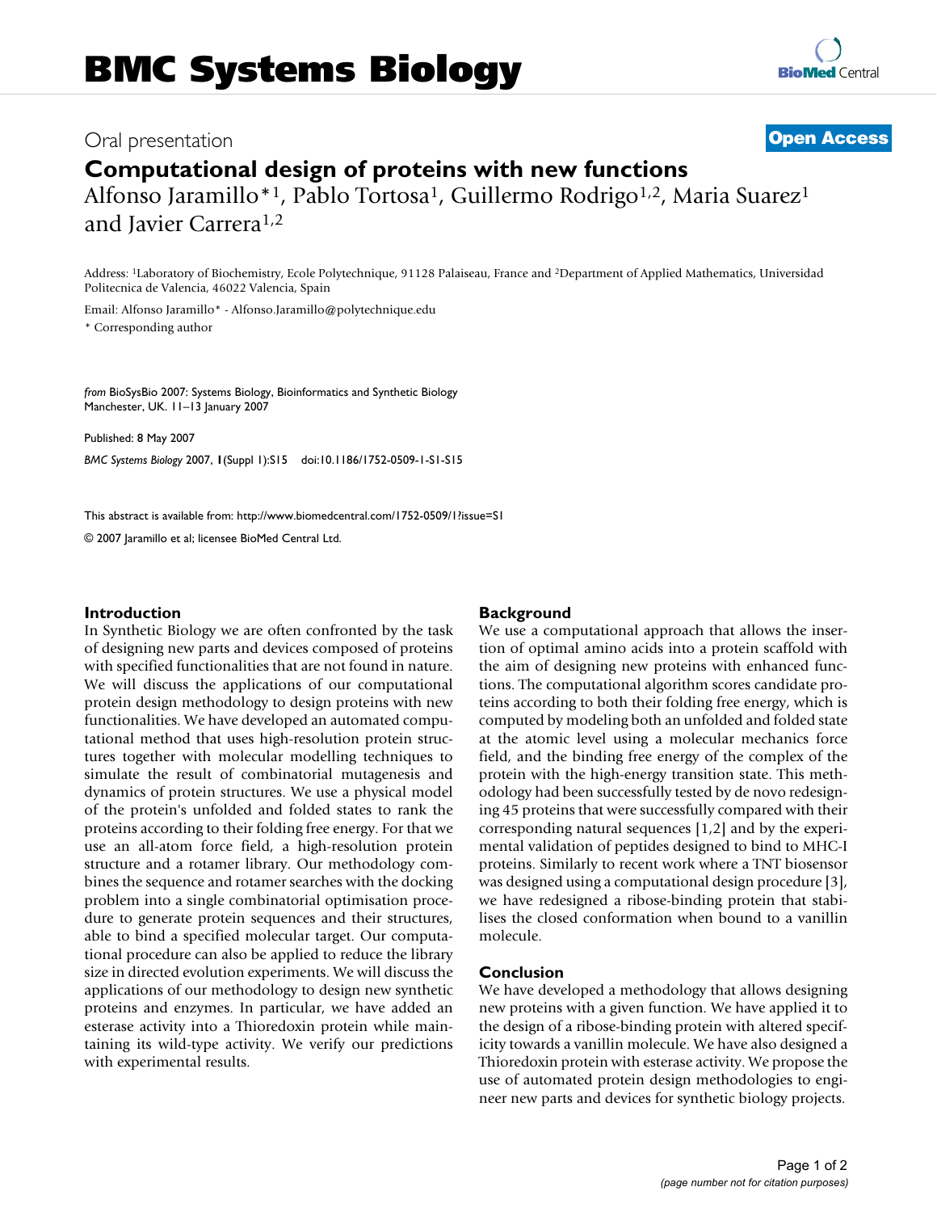Oral presentation

**Open Access**

# Computational design of proteins with new functions

Alfonso Jaramillo*[1], Pablo Tortosa[1], Guillermo Rodrigo[1,2], Maria Suarez[1] and Javier Carrera[1,2]

Address: [1]Laboratory of Biochemistry, Ecole Polytechnique, 91128 Palaiseau, France and [2]Department of Applied Mathematics, Universidad Politecnica de Valencia, 46022 Valencia, Spain

Email: Alfonso Jaramillo* - Alfonso.Jaramillo@polytechnique.edu

* Corresponding author

*from* BioSysBio 2007: Systems Biology, Bioinformatics and Synthetic Biology
Manchester, UK. 11–13 January 2007

Published: 8 May 2007

*BMC Systems Biology* 2007, **1**(Suppl 1):S15 doi:10.1186/1752-0509-1-S1-S15

This abstract is available from: http://www.biomedcentral.com/1752-0509/1?issue=S1

© 2007 Jaramillo et al; licensee BioMed Central Ltd.

## Introduction

In Synthetic Biology we are often confronted by the task of designing new parts and devices composed of proteins with specified functionalities that are not found in nature. We will discuss the applications of our computational protein design methodology to design proteins with new functionalities. We have developed an automated computational method that uses high-resolution protein structures together with molecular modelling techniques to simulate the result of combinatorial mutagenesis and dynamics of protein structures. We use a physical model of the protein's unfolded and folded states to rank the proteins according to their folding free energy. For that we use an all-atom force field, a high-resolution protein structure and a rotamer library. Our methodology combines the sequence and rotamer searches with the docking problem into a single combinatorial optimisation procedure to generate protein sequences and their structures, able to bind a specified molecular target. Our computational procedure can also be applied to reduce the library size in directed evolution experiments. We will discuss the applications of our methodology to design new synthetic proteins and enzymes. In particular, we have added an esterase activity into a Thioredoxin protein while maintaining its wild-type activity. We verify our predictions with experimental results.

## Background

We use a computational approach that allows the insertion of optimal amino acids into a protein scaffold with the aim of designing new proteins with enhanced functions. The computational algorithm scores candidate proteins according to both their folding free energy, which is computed by modeling both an unfolded and folded state at the atomic level using a molecular mechanics force field, and the binding free energy of the complex of the protein with the high-energy transition state. This methodology had been successfully tested by de novo redesigning 45 proteins that were successfully compared with their corresponding natural sequences [1,2] and by the experimental validation of peptides designed to bind to MHC-I proteins. Similarly to recent work where a TNT biosensor was designed using a computational design procedure [3], we have redesigned a ribose-binding protein that stabilises the closed conformation when bound to a vanillin molecule.

## Conclusion

We have developed a methodology that allows designing new proteins with a given function. We have applied it to the design of a ribose-binding protein with altered specificity towards a vanillin molecule. We have also designed a Thioredoxin protein with esterase activity. We propose the use of automated protein design methodologies to engineer new parts and devices for synthetic biology projects.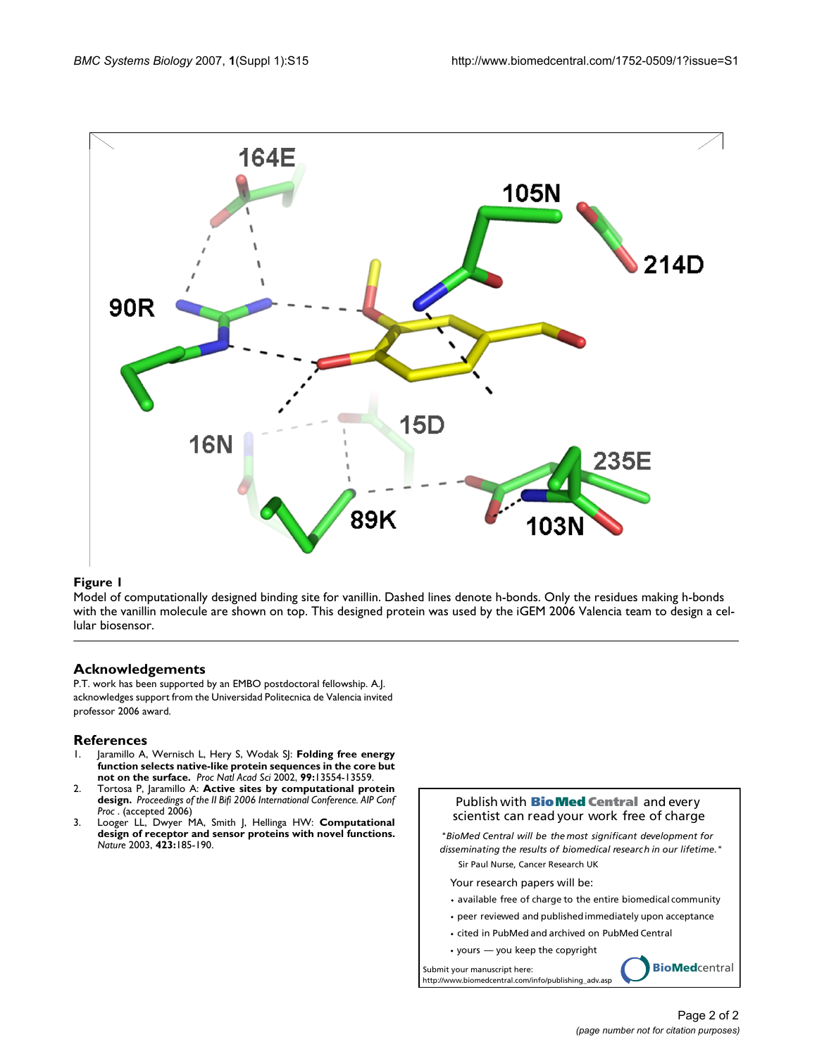164E
105N
214D
90R
15D
16N
235E
89K
103N

**Figure 1**

Model of computationally designed binding site for vanillin. Dashed lines denote h-bonds. Only the residues making h-bonds with the vanillin molecule are shown on top. This designed protein was used by the iGEM 2006 Valencia team to design a cellular biosensor.

## Acknowledgements

P.T. work has been supported by an EMBO postdoctoral fellowship. A.J. acknowledges support from the Universidad Politecnica de Valencia invited professor 2006 award.

## References

1. Jaramillo A, Wernisch L, Hery S, Wodak SJ: **Folding free energy function selects native-like protein sequences in the core but not on the surface.** *Proc Natl Acad Sci* 2002, **99:**13554-13559.
2. Tortosa P, Jaramillo A: **Active sites by computational protein design.** *Proceedings of the II Bifi 2006 International Conference. AIP Conf Proc* . (accepted 2006)
3. Looger LL, Dwyer MA, Smith J, Hellinga HW: **Computational design of receptor and sensor proteins with novel functions.** *Nature* 2003, **423:**185-190.

Publish with **BioMed Central** and every scientist can read your work free of charge

*"BioMed Central will be the most significant development for disseminating the results of biomedical research in our lifetime."*

Sir Paul Nurse, Cancer Research UK

Your research papers will be:

- available free of charge to the entire biomedical community
- peer reviewed and published immediately upon acceptance
- cited in PubMed and archived on PubMed Central
- yours — you keep the copyright

Submit your manuscript here:
http://www.biomedcentral.com/info/publishing_adv.asp

BioMedcentral